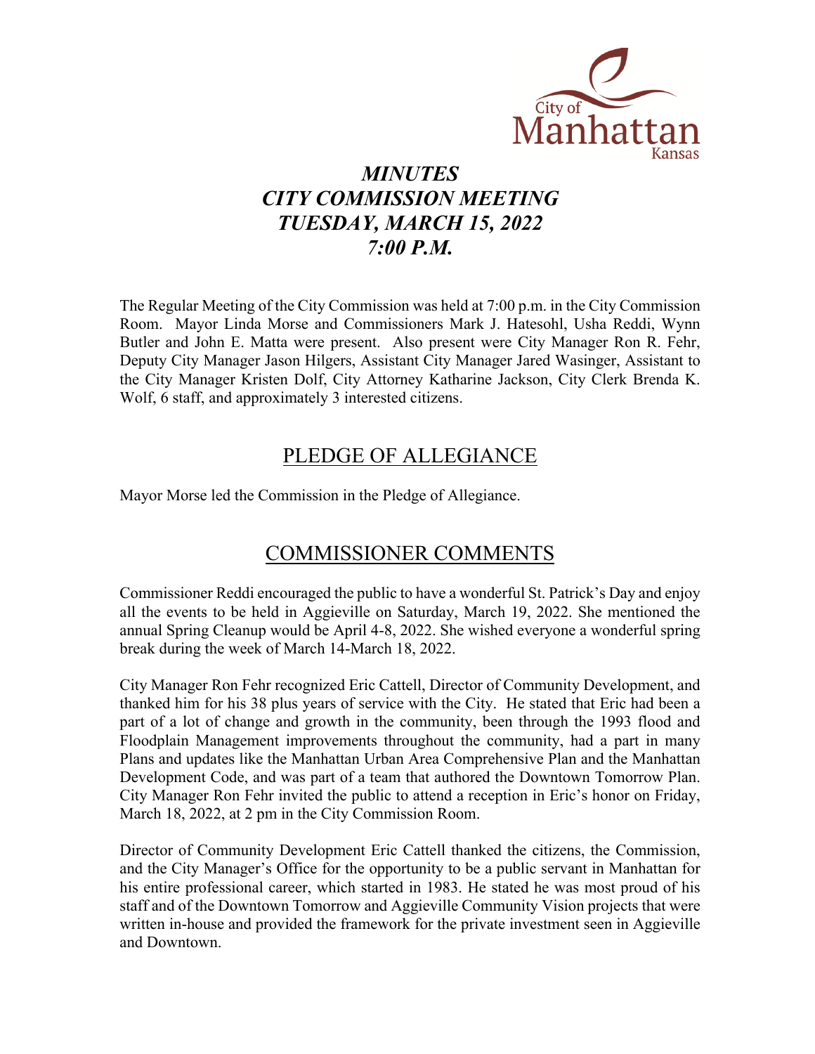# *MINUTES*
# *CITY COMMISSION MEETING*
# *TUESDAY, MARCH 15, 2022*
# *7:00 P.M.*

The Regular Meeting of the City Commission was held at 7:00 p.m. in the City Commission Room. Mayor Linda Morse and Commissioners Mark J. Hatesohl, Usha Reddi, Wynn Butler and John E. Matta were present. Also present were City Manager Ron R. Fehr, Deputy City Manager Jason Hilgers, Assistant City Manager Jared Wasinger, Assistant to the City Manager Kristen Dolf, City Attorney Katharine Jackson, City Clerk Brenda K. Wolf, 6 staff, and approximately 3 interested citizens.

## PLEDGE OF ALLEGIANCE

Mayor Morse led the Commission in the Pledge of Allegiance.

## COMMISSIONER COMMENTS

Commissioner Reddi encouraged the public to have a wonderful St. Patrick's Day and enjoy all the events to be held in Aggieville on Saturday, March 19, 2022. She mentioned the annual Spring Cleanup would be April 4-8, 2022. She wished everyone a wonderful spring break during the week of March 14-March 18, 2022.

City Manager Ron Fehr recognized Eric Cattell, Director of Community Development, and thanked him for his 38 plus years of service with the City. He stated that Eric had been a part of a lot of change and growth in the community, been through the 1993 flood and Floodplain Management improvements throughout the community, had a part in many Plans and updates like the Manhattan Urban Area Comprehensive Plan and the Manhattan Development Code, and was part of a team that authored the Downtown Tomorrow Plan. City Manager Ron Fehr invited the public to attend a reception in Eric's honor on Friday, March 18, 2022, at 2 pm in the City Commission Room.

Director of Community Development Eric Cattell thanked the citizens, the Commission, and the City Manager's Office for the opportunity to be a public servant in Manhattan for his entire professional career, which started in 1983. He stated he was most proud of his staff and of the Downtown Tomorrow and Aggieville Community Vision projects that were written in-house and provided the framework for the private investment seen in Aggieville and Downtown.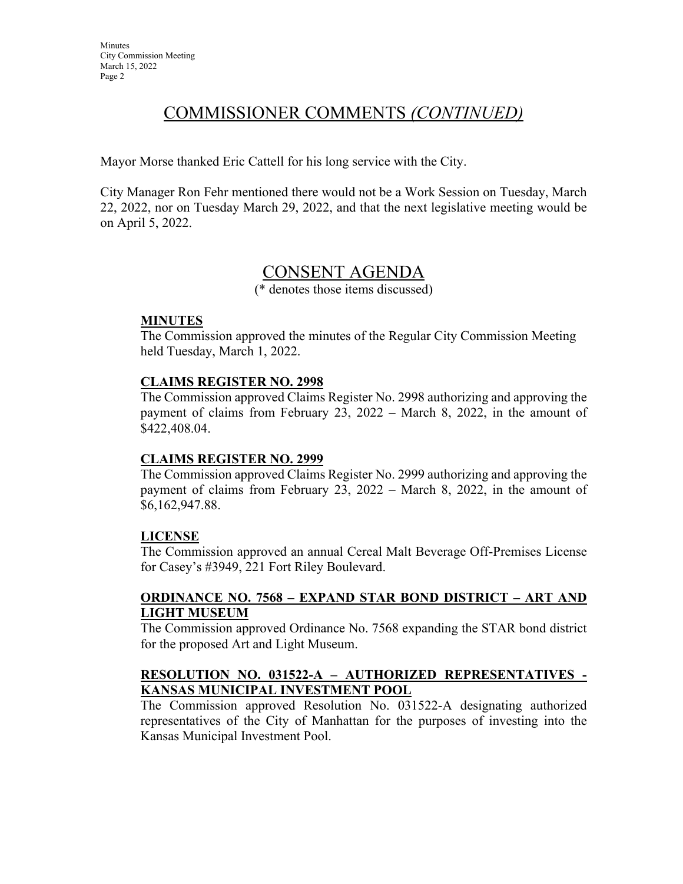# COMMISSIONER COMMENTS *(CONTINUED)*

Mayor Morse thanked Eric Cattell for his long service with the City.

City Manager Ron Fehr mentioned there would not be a Work Session on Tuesday, March 22, 2022, nor on Tuesday March 29, 2022, and that the next legislative meeting would be on April 5, 2022.

# CONSENT AGENDA

(* denotes those items discussed)

**MINUTES**

The Commission approved the minutes of the Regular City Commission Meeting held Tuesday, March 1, 2022.

**CLAIMS REGISTER NO. 2998**

The Commission approved Claims Register No. 2998 authorizing and approving the payment of claims from February 23, 2022 – March 8, 2022, in the amount of $422,408.04.

**CLAIMS REGISTER NO. 2999**

The Commission approved Claims Register No. 2999 authorizing and approving the payment of claims from February 23, 2022 – March 8, 2022, in the amount of $6,162,947.88.

**LICENSE**

The Commission approved an annual Cereal Malt Beverage Off-Premises License for Casey's #3949, 221 Fort Riley Boulevard.

**ORDINANCE NO. 7568 – EXPAND STAR BOND DISTRICT – ART AND LIGHT MUSEUM**

The Commission approved Ordinance No. 7568 expanding the STAR bond district for the proposed Art and Light Museum.

**RESOLUTION NO. 031522-A – AUTHORIZED REPRESENTATIVES - KANSAS MUNICIPAL INVESTMENT POOL**

The Commission approved Resolution No. 031522-A designating authorized representatives of the City of Manhattan for the purposes of investing into the Kansas Municipal Investment Pool.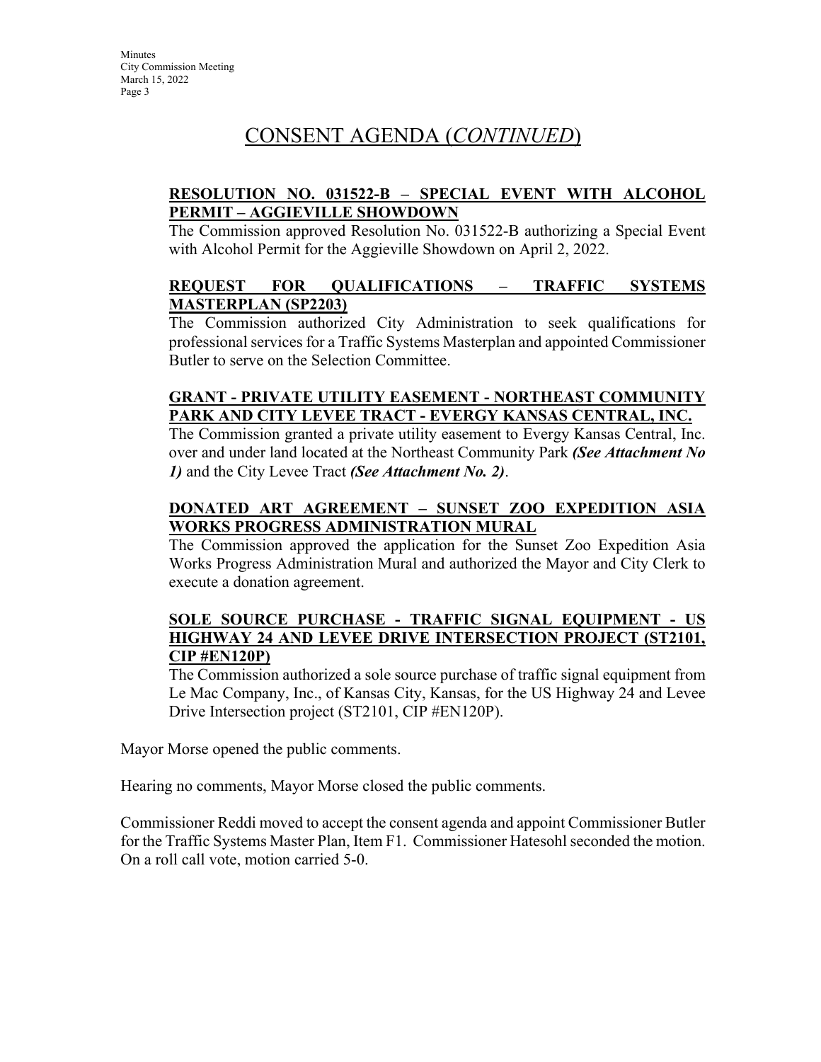# CONSENT AGENDA (*CONTINUED*)

**RESOLUTION NO. 031522-B – SPECIAL EVENT WITH ALCOHOL PERMIT – AGGIEVILLE SHOWDOWN**

The Commission approved Resolution No. 031522-B authorizing a Special Event with Alcohol Permit for the Aggieville Showdown on April 2, 2022.

**REQUEST FOR QUALIFICATIONS – TRAFFIC SYSTEMS MASTERPLAN (SP2203)**

The Commission authorized City Administration to seek qualifications for professional services for a Traffic Systems Masterplan and appointed Commissioner Butler to serve on the Selection Committee.

**GRANT - PRIVATE UTILITY EASEMENT - NORTHEAST COMMUNITY PARK AND CITY LEVEE TRACT - EVERGY KANSAS CENTRAL, INC.**

The Commission granted a private utility easement to Evergy Kansas Central, Inc. over and under land located at the Northeast Community Park ***(See Attachment No 1)*** and the City Levee Tract ***(See Attachment No. 2)***.

**DONATED ART AGREEMENT – SUNSET ZOO EXPEDITION ASIA WORKS PROGRESS ADMINISTRATION MURAL**

The Commission approved the application for the Sunset Zoo Expedition Asia Works Progress Administration Mural and authorized the Mayor and City Clerk to execute a donation agreement.

**SOLE SOURCE PURCHASE - TRAFFIC SIGNAL EQUIPMENT - US HIGHWAY 24 AND LEVEE DRIVE INTERSECTION PROJECT (ST2101, CIP #EN120P)**

The Commission authorized a sole source purchase of traffic signal equipment from Le Mac Company, Inc., of Kansas City, Kansas, for the US Highway 24 and Levee Drive Intersection project (ST2101, CIP #EN120P).

Mayor Morse opened the public comments.

Hearing no comments, Mayor Morse closed the public comments.

Commissioner Reddi moved to accept the consent agenda and appoint Commissioner Butler for the Traffic Systems Master Plan, Item F1. Commissioner Hatesohl seconded the motion. On a roll call vote, motion carried 5-0.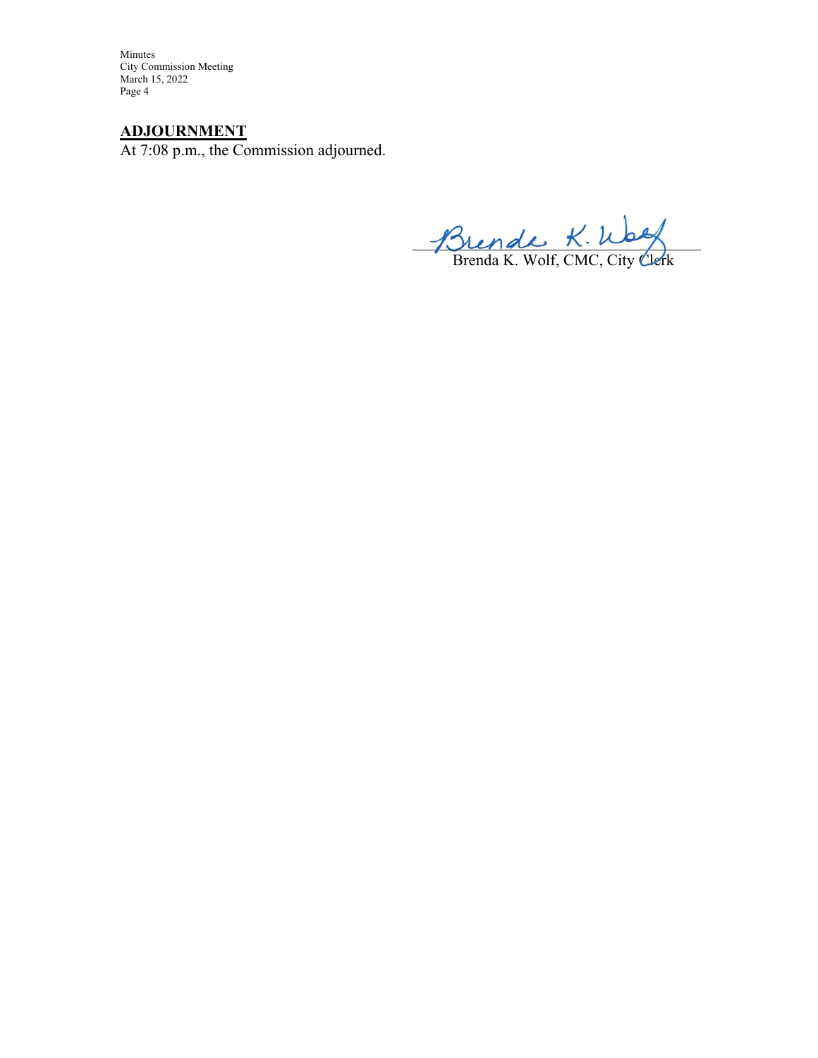## ADJOURNMENT

At 7:08 p.m., the Commission adjourned.

Brenda K. Wolf, CMC, City Clerk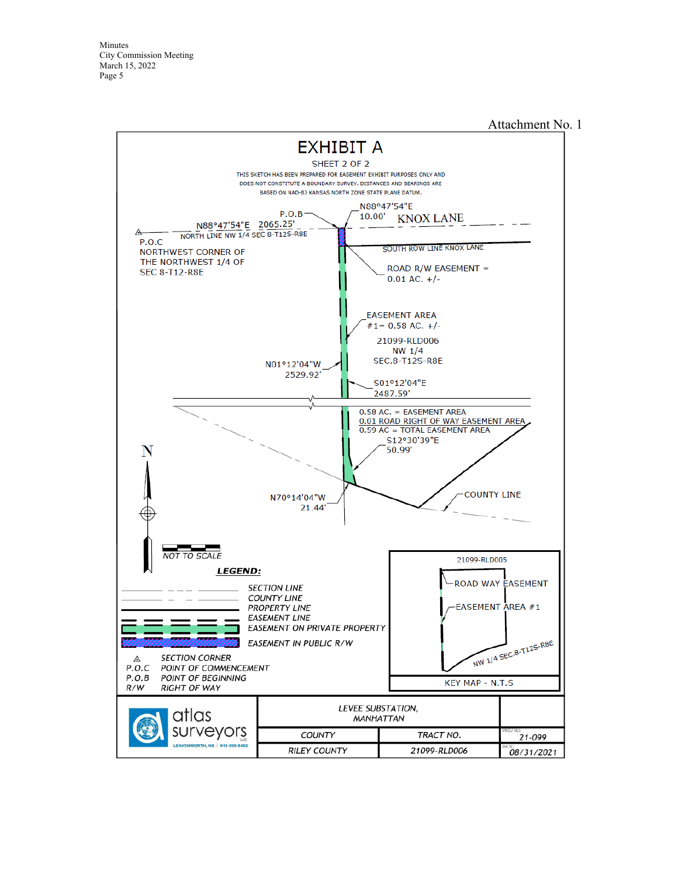Attachment No. 1

# EXHIBIT A

SHEET 2 OF 2

THIS SKETCH HAS BEEN PREPARED FOR EASEMENT EXHIBIT PURPOSES ONLY AND DOES NOT CONSTITUTE A BOUNDARY SURVEY. DISTANCES AND BEARINGS ARE BASED ON NAD-83 KANSAS NORTH ZONE STATE PLANE DATUM.

P.O.B

N88°47'54"E 10.00'

KNOX LANE

N88°47'54"E 2065.25'

NORTH LINE NW 1/4 SEC 8-T12S-R8E

P.O.C
NORTHWEST CORNER OF THE NORTHWEST 1/4 OF SEC 8-T12-R8E

SOUTH ROW LINE KNOX LANE

ROAD R/W EASEMENT = 0.01 AC. +/-

EASEMENT AREA #1= 0.58 AC. +/-

21099-RLD006
NW 1/4
SEC.8-T12S-R8E

N01°12'04"W 2529.92'

S01°12'04"E 2487.59'

0.58 AC. = EASEMENT AREA
0.01 ROAD RIGHT OF WAY EASEMENT AREA
0.59 AC = TOTAL EASEMENT AREA

S12°30'39"E 50.99'

N70°14'04"W 21.44'

COUNTY LINE

N

NOT TO SCALE

**LEGEND:**

- SECTION LINE
- COUNTY LINE
- PROPERTY LINE
- EASEMENT LINE
- EASEMENT ON PRIVATE PROPERTY
- EASEMENT IN PUBLIC R/W

| | |
|---|---|
| △ | SECTION CORNER |
| P.O.C | POINT OF COMMENCEMENT |
| P.O.B | POINT OF BEGINNING |
| R/W | RIGHT OF WAY |

21099-RLD005

ROAD WAY EASEMENT

EASEMENT AREA #1

NW 1/4 SEC.8-T12S-R8E

KEY MAP - N.T.S

atlas surveyors LLC
LEAVENWORTH, KS | 913-530-8422

| LEVEE SUBSTATION, MANHATTAN | | |
|---|---|---|
| COUNTY | TRACT NO. | PROJ NO: 21-099 |
| RILEY COUNTY | 21099-RLD006 | DATE: 08/31/2021 |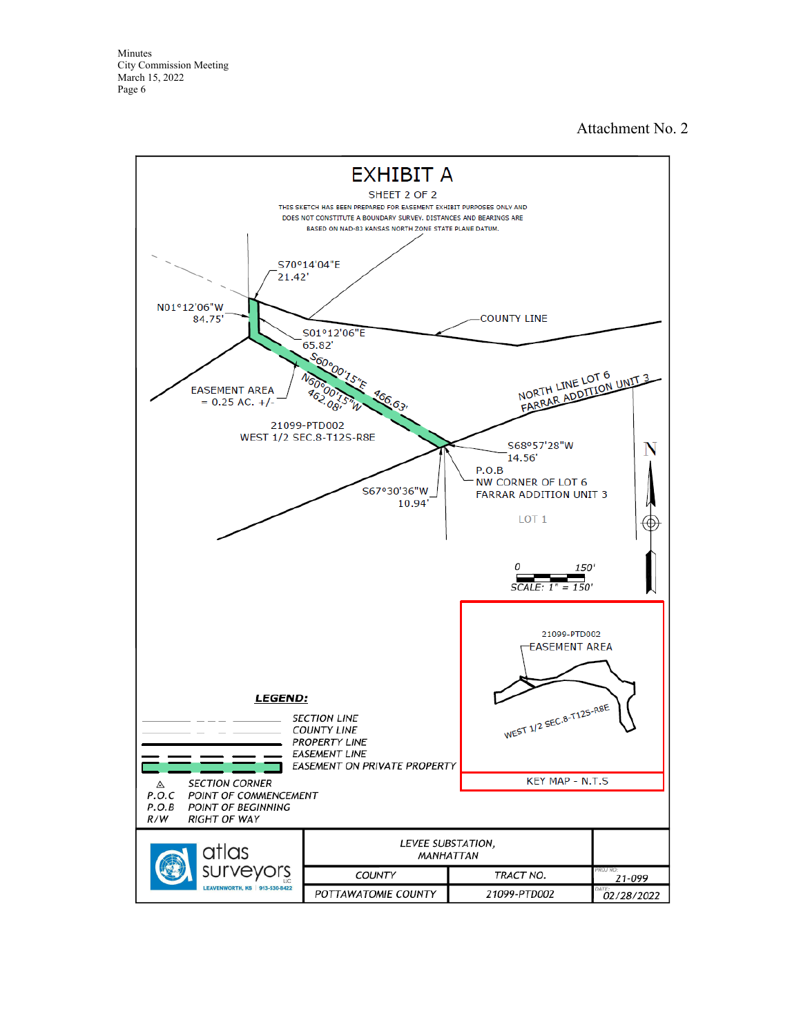Attachment No. 2

# EXHIBIT A

SHEET 2 OF 2

THIS SKETCH HAS BEEN PREPARED FOR EASEMENT EXHIBIT PURPOSES ONLY AND DOES NOT CONSTITUTE A BOUNDARY SURVEY. DISTANCES AND BEARINGS ARE BASED ON NAD-83 KANSAS NORTH ZONE STATE PLANE DATUM.

S70°14'04"E
21.42'

N01°12'06"W
84.75'

COUNTY LINE

S01°12'06"E
65.82'

S60°00'15"E 466.63'

N60°00'15"W 462.08'

EASEMENT AREA = 0.25 AC. +/-

NORTH LINE LOT 6 FARRAR ADDITION UNIT 3

21099-PTD002
WEST 1/2 SEC.8-T12S-R8E

S68°57'28"W
14.56'

P.O.B
NW CORNER OF LOT 6
FARRAR ADDITION UNIT 3

S67°30'36"W
10.94'

LOT 1

N

0 150'
SCALE: 1" = 150'

21099-PTD002
EASEMENT AREA

WEST 1/2 SEC.8-T12S-R8E

KEY MAP - N.T.S

***LEGEND:***

*SECTION LINE*
*COUNTY LINE*
*PROPERTY LINE*
*EASEMENT LINE*
*EASEMENT ON PRIVATE PROPERTY*

| | |
|---|---|
| △ | *SECTION CORNER* |
| *P.O.C* | *POINT OF COMMENCEMENT* |
| *P.O.B* | *POINT OF BEGINNING* |
| *R/W* | *RIGHT OF WAY* |

atlas surveyors LLC
LEAVENWORTH, KS | 913-530-8422

| *LEVEE SUBSTATION, MANHATTAN* | | PROJ NO: *21-099* |
|---|---|---|
| *COUNTY* | *TRACT NO.* | |
| *POTTAWATOMIE COUNTY* | *21099-PTD002* | DATE: *02/28/2022* |